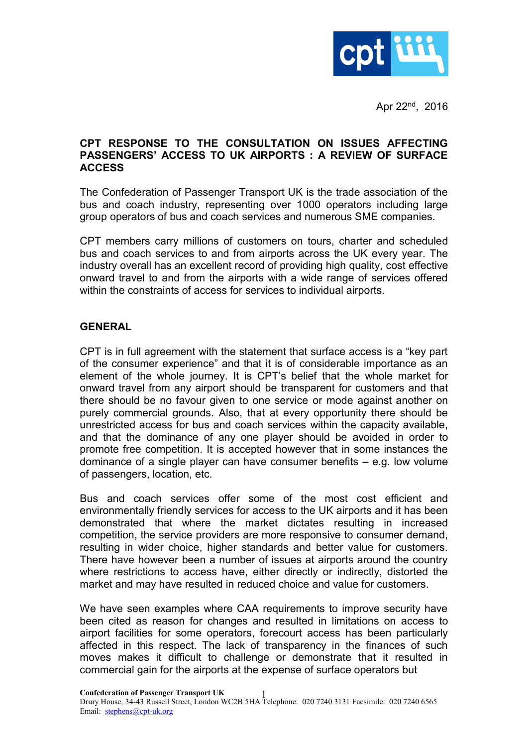Apr 22nd, 2016

**CPT RESPONSE TO THE CONSULTATION ON ISSUES AFFECTING PASSENGERS' ACCESS TO UK AIRPORTS : A REVIEW OF SURFACE ACCESS**

The Confederation of Passenger Transport UK is the trade association of the bus and coach industry, representing over 1000 operators including large group operators of bus and coach services and numerous SME companies.

CPT members carry millions of customers on tours, charter and scheduled bus and coach services to and from airports across the UK every year. The industry overall has an excellent record of providing high quality, cost effective onward travel to and from the airports with a wide range of services offered within the constraints of access for services to individual airports.

## GENERAL

CPT is in full agreement with the statement that surface access is a "key part of the consumer experience" and that it is of considerable importance as an element of the whole journey. It is CPT's belief that the whole market for onward travel from any airport should be transparent for customers and that there should be no favour given to one service or mode against another on purely commercial grounds. Also, that at every opportunity there should be unrestricted access for bus and coach services within the capacity available, and that the dominance of any one player should be avoided in order to promote free competition. It is accepted however that in some instances the dominance of a single player can have consumer benefits – e.g. low volume of passengers, location, etc.

Bus and coach services offer some of the most cost efficient and environmentally friendly services for access to the UK airports and it has been demonstrated that where the market dictates resulting in increased competition, the service providers are more responsive to consumer demand, resulting in wider choice, higher standards and better value for customers. There have however been a number of issues at airports around the country where restrictions to access have, either directly or indirectly, distorted the market and may have resulted in reduced choice and value for customers.

We have seen examples where CAA requirements to improve security have been cited as reason for changes and resulted in limitations on access to airport facilities for some operators, forecourt access has been particularly affected in this respect. The lack of transparency in the finances of such moves makes it difficult to challenge or demonstrate that it resulted in commercial gain for the airports at the expense of surface operators but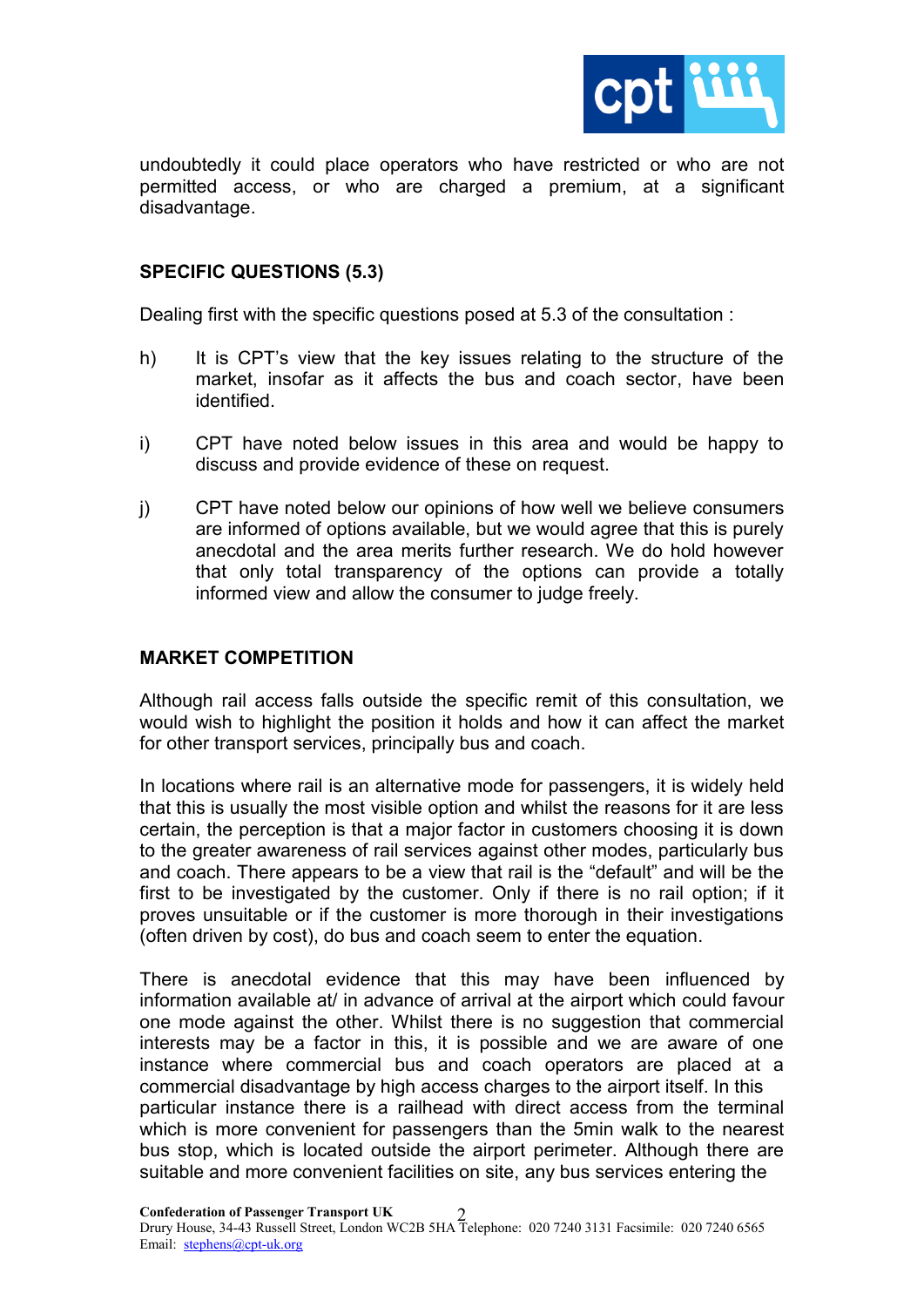undoubtedly it could place operators who have restricted or who are not permitted access, or who are charged a premium, at a significant disadvantage.

## SPECIFIC QUESTIONS (5.3)

Dealing first with the specific questions posed at 5.3 of the consultation :

h) It is CPT's view that the key issues relating to the structure of the market, insofar as it affects the bus and coach sector, have been identified.

i) CPT have noted below issues in this area and would be happy to discuss and provide evidence of these on request.

j) CPT have noted below our opinions of how well we believe consumers are informed of options available, but we would agree that this is purely anecdotal and the area merits further research. We do hold however that only total transparency of the options can provide a totally informed view and allow the consumer to judge freely.

## MARKET COMPETITION

Although rail access falls outside the specific remit of this consultation, we would wish to highlight the position it holds and how it can affect the market for other transport services, principally bus and coach.

In locations where rail is an alternative mode for passengers, it is widely held that this is usually the most visible option and whilst the reasons for it are less certain, the perception is that a major factor in customers choosing it is down to the greater awareness of rail services against other modes, particularly bus and coach. There appears to be a view that rail is the "default" and will be the first to be investigated by the customer. Only if there is no rail option; if it proves unsuitable or if the customer is more thorough in their investigations (often driven by cost), do bus and coach seem to enter the equation.

There is anecdotal evidence that this may have been influenced by information available at/ in advance of arrival at the airport which could favour one mode against the other. Whilst there is no suggestion that commercial interests may be a factor in this, it is possible and we are aware of one instance where commercial bus and coach operators are placed at a commercial disadvantage by high access charges to the airport itself. In this particular instance there is a railhead with direct access from the terminal which is more convenient for passengers than the 5min walk to the nearest bus stop, which is located outside the airport perimeter. Although there are suitable and more convenient facilities on site, any bus services entering the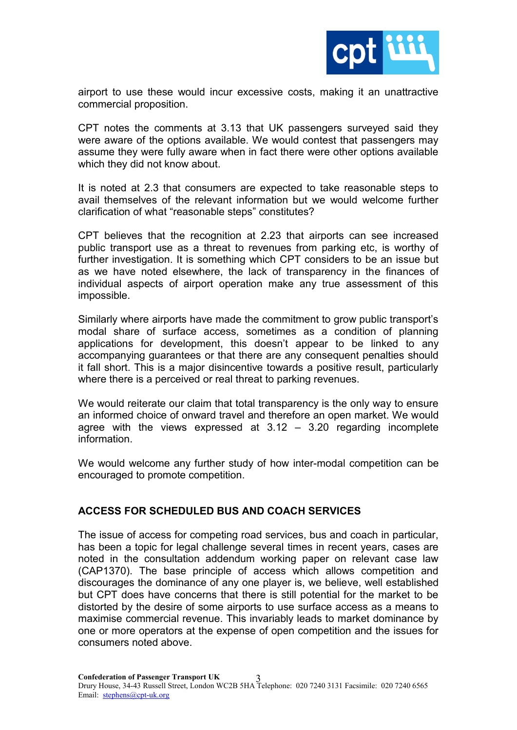airport to use these would incur excessive costs, making it an unattractive commercial proposition.

CPT notes the comments at 3.13 that UK passengers surveyed said they were aware of the options available. We would contest that passengers may assume they were fully aware when in fact there were other options available which they did not know about.

It is noted at 2.3 that consumers are expected to take reasonable steps to avail themselves of the relevant information but we would welcome further clarification of what "reasonable steps" constitutes?

CPT believes that the recognition at 2.23 that airports can see increased public transport use as a threat to revenues from parking etc, is worthy of further investigation. It is something which CPT considers to be an issue but as we have noted elsewhere, the lack of transparency in the finances of individual aspects of airport operation make any true assessment of this impossible.

Similarly where airports have made the commitment to grow public transport's modal share of surface access, sometimes as a condition of planning applications for development, this doesn't appear to be linked to any accompanying guarantees or that there are any consequent penalties should it fall short. This is a major disincentive towards a positive result, particularly where there is a perceived or real threat to parking revenues.

We would reiterate our claim that total transparency is the only way to ensure an informed choice of onward travel and therefore an open market. We would agree with the views expressed at 3.12 – 3.20 regarding incomplete information.

We would welcome any further study of how inter-modal competition can be encouraged to promote competition.

## ACCESS FOR SCHEDULED BUS AND COACH SERVICES

The issue of access for competing road services, bus and coach in particular, has been a topic for legal challenge several times in recent years, cases are noted in the consultation addendum working paper on relevant case law (CAP1370). The base principle of access which allows competition and discourages the dominance of any one player is, we believe, well established but CPT does have concerns that there is still potential for the market to be distorted by the desire of some airports to use surface access as a means to maximise commercial revenue. This invariably leads to market dominance by one or more operators at the expense of open competition and the issues for consumers noted above.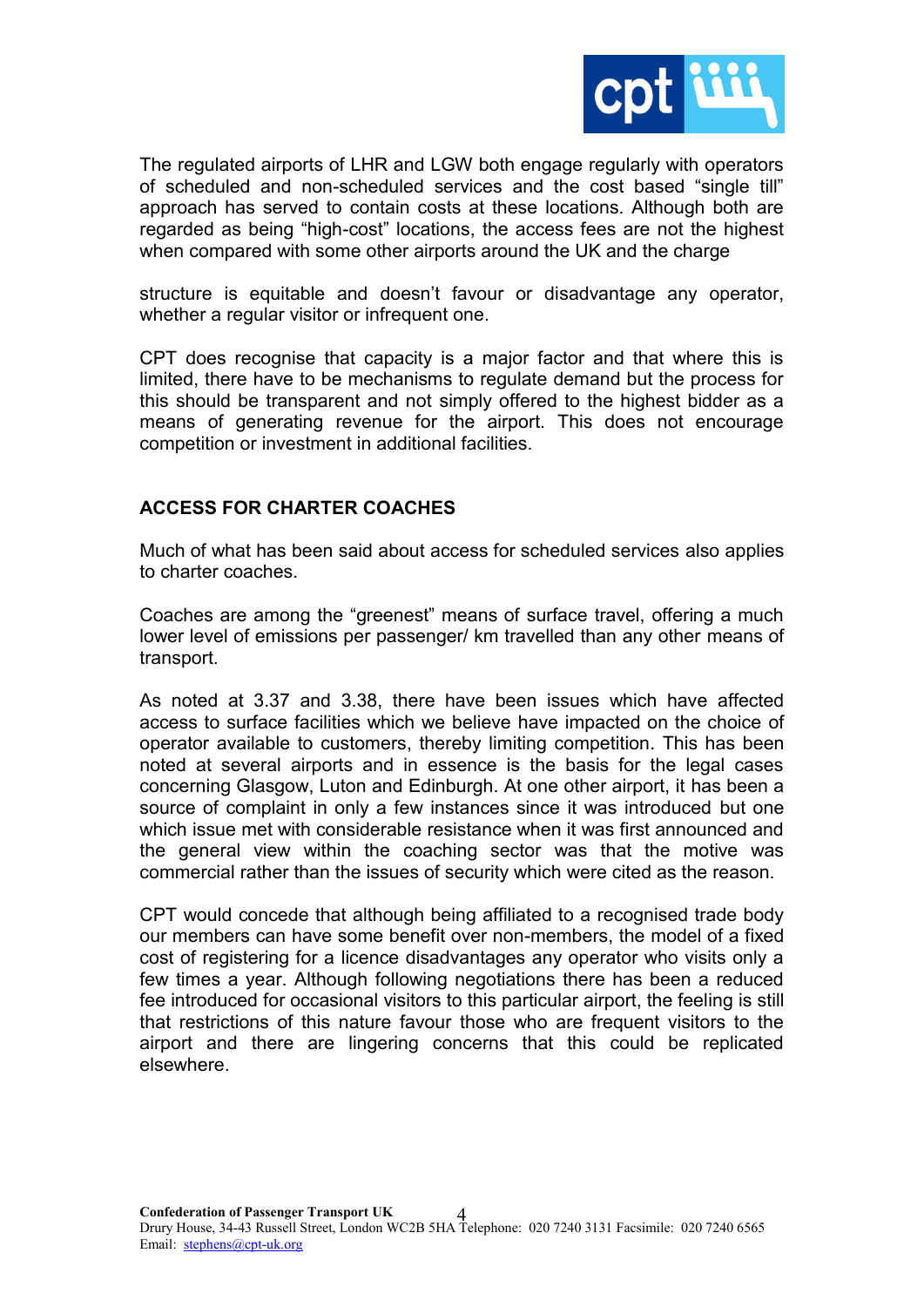The regulated airports of LHR and LGW both engage regularly with operators of scheduled and non-scheduled services and the cost based "single till" approach has served to contain costs at these locations. Although both are regarded as being "high-cost" locations, the access fees are not the highest when compared with some other airports around the UK and the charge structure is equitable and doesn't favour or disadvantage any operator, whether a regular visitor or infrequent one.

CPT does recognise that capacity is a major factor and that where this is limited, there have to be mechanisms to regulate demand but the process for this should be transparent and not simply offered to the highest bidder as a means of generating revenue for the airport. This does not encourage competition or investment in additional facilities.

## ACCESS FOR CHARTER COACHES

Much of what has been said about access for scheduled services also applies to charter coaches.

Coaches are among the "greenest" means of surface travel, offering a much lower level of emissions per passenger/ km travelled than any other means of transport.

As noted at 3.37 and 3.38, there have been issues which have affected access to surface facilities which we believe have impacted on the choice of operator available to customers, thereby limiting competition. This has been noted at several airports and in essence is the basis for the legal cases concerning Glasgow, Luton and Edinburgh. At one other airport, it has been a source of complaint in only a few instances since it was introduced but one which issue met with considerable resistance when it was first announced and the general view within the coaching sector was that the motive was commercial rather than the issues of security which were cited as the reason.

CPT would concede that although being affiliated to a recognised trade body our members can have some benefit over non-members, the model of a fixed cost of registering for a licence disadvantages any operator who visits only a few times a year. Although following negotiations there has been a reduced fee introduced for occasional visitors to this particular airport, the feeling is still that restrictions of this nature favour those who are frequent visitors to the airport and there are lingering concerns that this could be replicated elsewhere.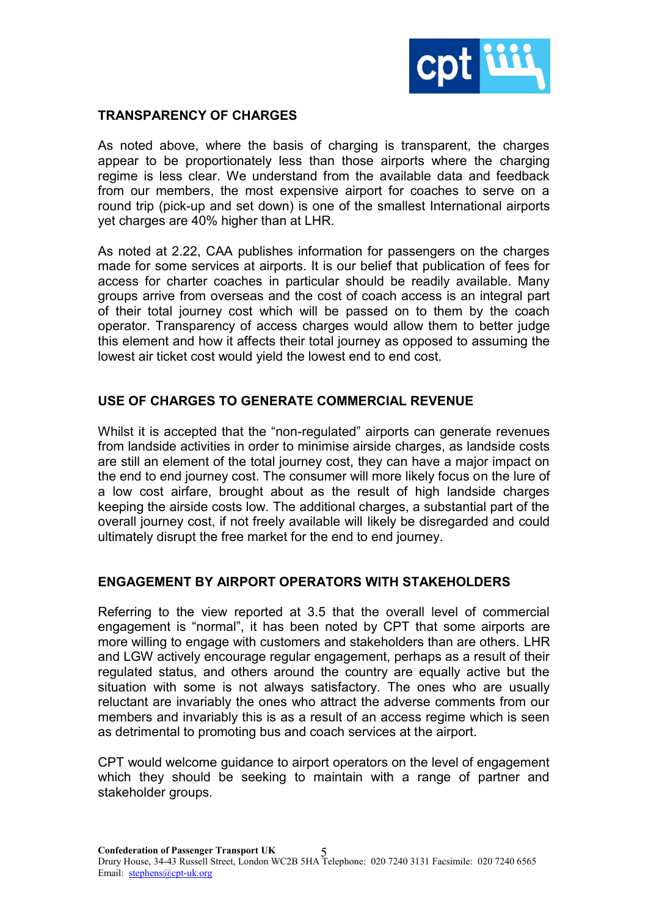## TRANSPARENCY OF CHARGES

As noted above, where the basis of charging is transparent, the charges appear to be proportionately less than those airports where the charging regime is less clear. We understand from the available data and feedback from our members, the most expensive airport for coaches to serve on a round trip (pick-up and set down) is one of the smallest International airports yet charges are 40% higher than at LHR.

As noted at 2.22, CAA publishes information for passengers on the charges made for some services at airports. It is our belief that publication of fees for access for charter coaches in particular should be readily available. Many groups arrive from overseas and the cost of coach access is an integral part of their total journey cost which will be passed on to them by the coach operator. Transparency of access charges would allow them to better judge this element and how it affects their total journey as opposed to assuming the lowest air ticket cost would yield the lowest end to end cost.

## USE OF CHARGES TO GENERATE COMMERCIAL REVENUE

Whilst it is accepted that the "non-regulated" airports can generate revenues from landside activities in order to minimise airside charges, as landside costs are still an element of the total journey cost, they can have a major impact on the end to end journey cost. The consumer will more likely focus on the lure of a low cost airfare, brought about as the result of high landside charges keeping the airside costs low. The additional charges, a substantial part of the overall journey cost, if not freely available will likely be disregarded and could ultimately disrupt the free market for the end to end journey.

## ENGAGEMENT BY AIRPORT OPERATORS WITH STAKEHOLDERS

Referring to the view reported at 3.5 that the overall level of commercial engagement is "normal", it has been noted by CPT that some airports are more willing to engage with customers and stakeholders than are others. LHR and LGW actively encourage regular engagement, perhaps as a result of their regulated status, and others around the country are equally active but the situation with some is not always satisfactory. The ones who are usually reluctant are invariably the ones who attract the adverse comments from our members and invariably this is as a result of an access regime which is seen as detrimental to promoting bus and coach services at the airport.

CPT would welcome guidance to airport operators on the level of engagement which they should be seeking to maintain with a range of partner and stakeholder groups.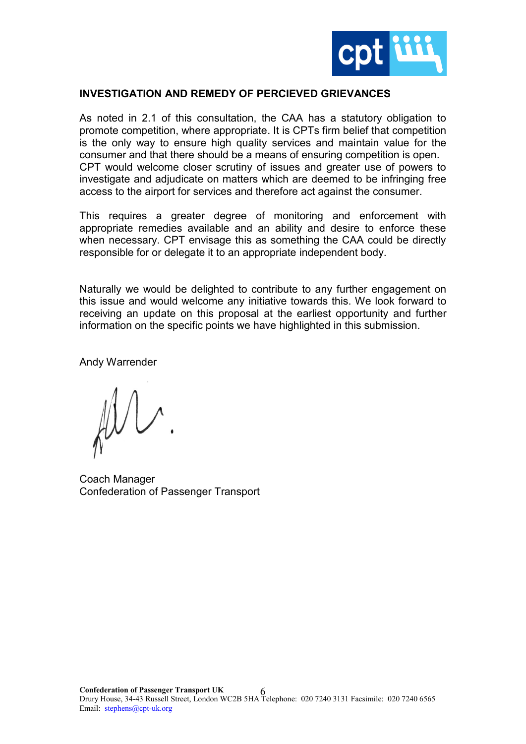## INVESTIGATION AND REMEDY OF PERCIEVED GRIEVANCES

As noted in 2.1 of this consultation, the CAA has a statutory obligation to promote competition, where appropriate. It is CPTs firm belief that competition is the only way to ensure high quality services and maintain value for the consumer and that there should be a means of ensuring competition is open. CPT would welcome closer scrutiny of issues and greater use of powers to investigate and adjudicate on matters which are deemed to be infringing free access to the airport for services and therefore act against the consumer.

This requires a greater degree of monitoring and enforcement with appropriate remedies available and an ability and desire to enforce these when necessary. CPT envisage this as something the CAA could be directly responsible for or delegate it to an appropriate independent body.

Naturally we would be delighted to contribute to any further engagement on this issue and would welcome any initiative towards this. We look forward to receiving an update on this proposal at the earliest opportunity and further information on the specific points we have highlighted in this submission.

Andy Warrender

Coach Manager
Confederation of Passenger Transport

**Confederation of Passenger Transport UK**
Drury House, 34-43 Russell Street, London WC2B 5HA Telephone: 020 7240 3131 Facsimile: 020 7240 6565
Email: stephens@cpt-uk.org